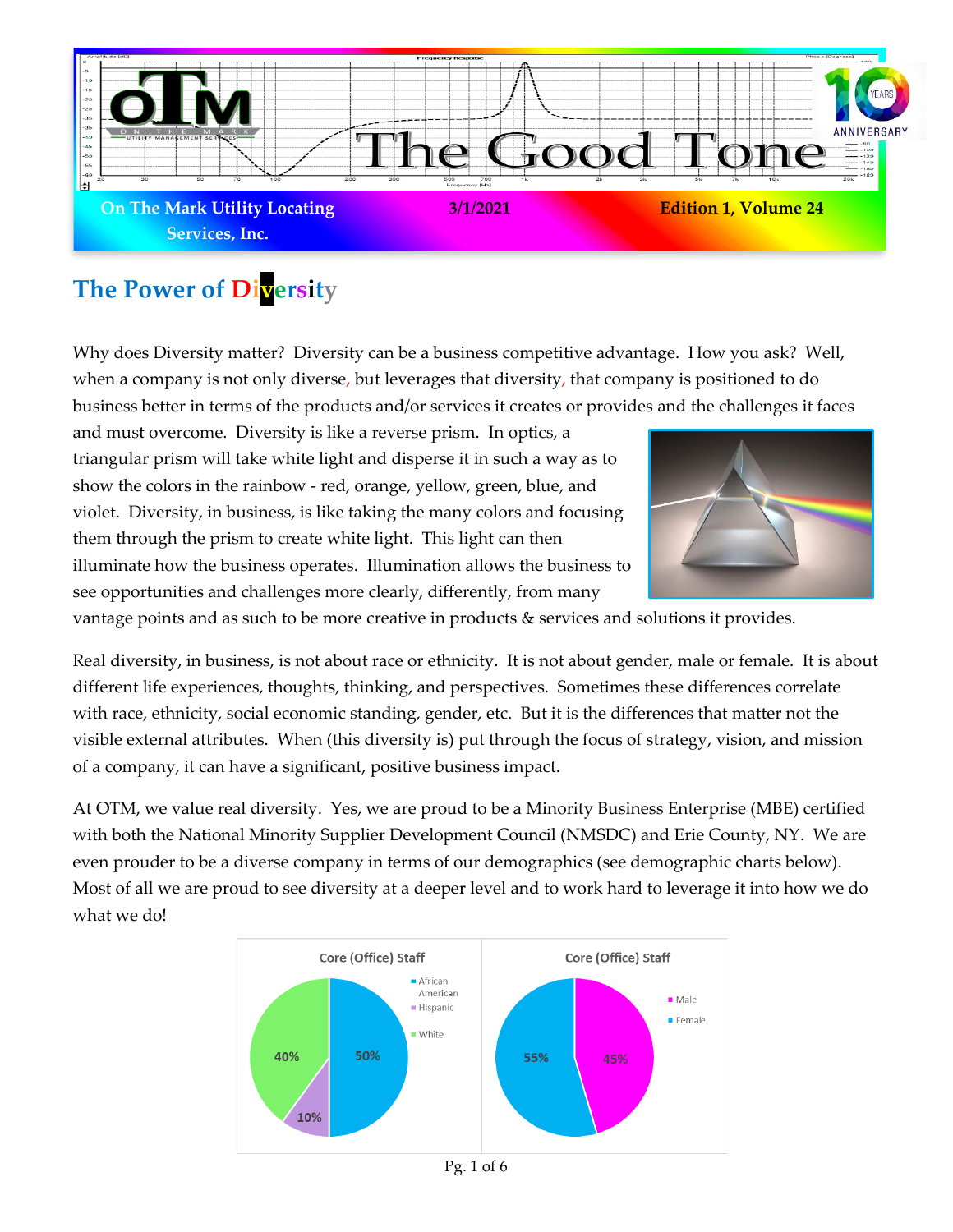# The Good Tone

**On The Mark Utility Locating Services, Inc.** | **3/1/2021** | **Edition 1, Volume 24**

## The Power of Diversity

Why does Diversity matter? Diversity can be a business competitive advantage. How you ask? Well, when a company is not only diverse, but leverages that diversity, that company is positioned to do business better in terms of the products and/or services it creates or provides and the challenges it faces and must overcome. Diversity is like a reverse prism. In optics, a triangular prism will take white light and disperse it in such a way as to show the colors in the rainbow - red, orange, yellow, green, blue, and violet. Diversity, in business, is like taking the many colors and focusing them through the prism to create white light. This light can then illuminate how the business operates. Illumination allows the business to see opportunities and challenges more clearly, differently, from many vantage points and as such to be more creative in products & services and solutions it provides.

Real diversity, in business, is not about race or ethnicity. It is not about gender, male or female. It is about different life experiences, thoughts, thinking, and perspectives. Sometimes these differences correlate with race, ethnicity, social economic standing, gender, etc. But it is the differences that matter not the visible external attributes. When (this diversity is) put through the focus of strategy, vision, and mission of a company, it can have a significant, positive business impact.

At OTM, we value real diversity. Yes, we are proud to be a Minority Business Enterprise (MBE) certified with both the National Minority Supplier Development Council (NMSDC) and Erie County, NY. We are even prouder to be a diverse company in terms of our demographics (see demographic charts below). Most of all we are proud to see diversity at a deeper level and to work hard to leverage it into how we do what we do!

**Core (Office) Staff**

| Group | Percentage |
| --- | --- |
| African American | 50% |
| Hispanic | 10% |
| White | 40% |

**Core (Office) Staff**

| Gender | Percentage |
| --- | --- |
| Male | 45% |
| Female | 55% |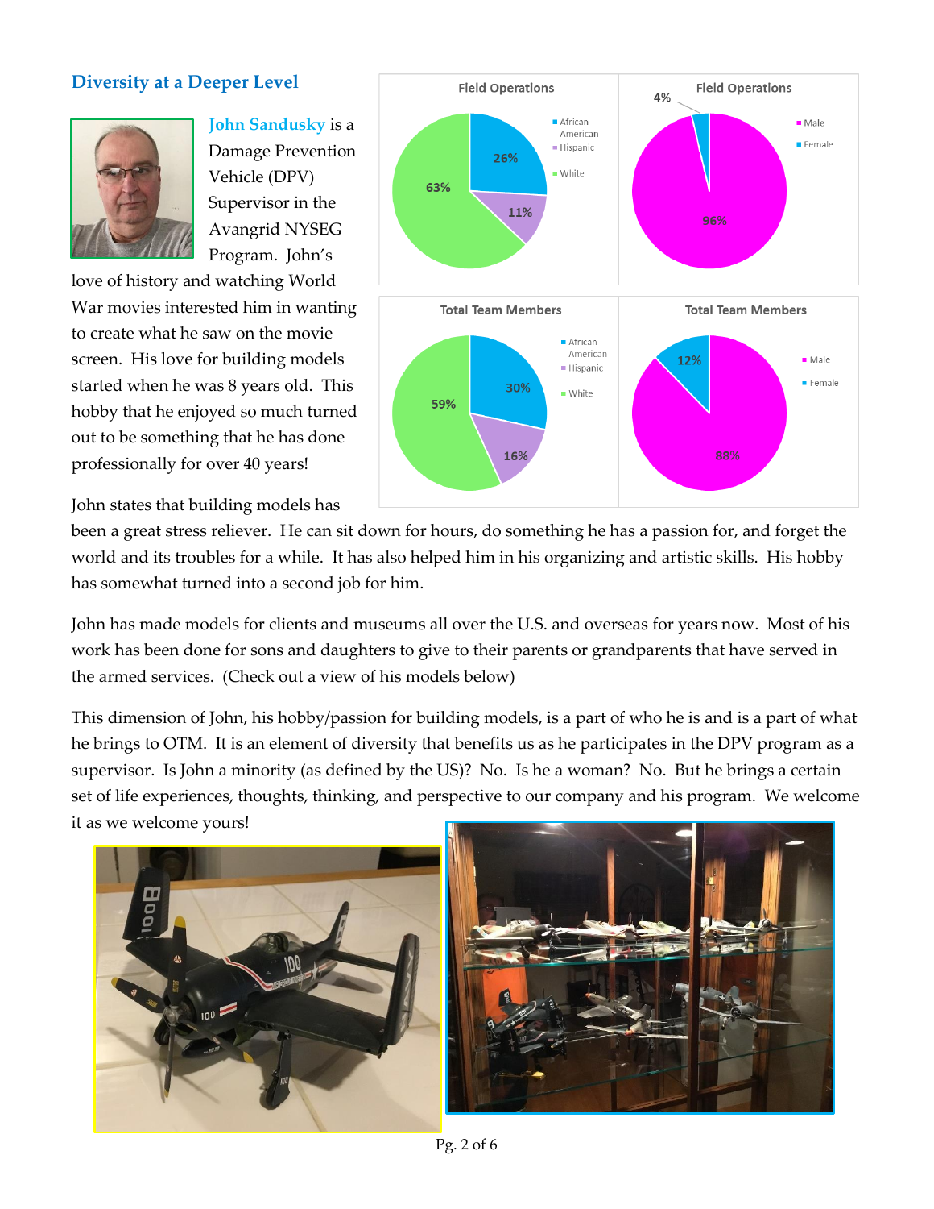## Diversity at a Deeper Level

**John Sandusky** is a Damage Prevention Vehicle (DPV) Supervisor in the Avangrid NYSEG Program. John's love of history and watching World War movies interested him in wanting to create what he saw on the movie screen. His love for building models started when he was 8 years old. This hobby that he enjoyed so much turned out to be something that he has done professionally for over 40 years!

**Field Operations**

| Group | Percentage |
|---|---|
| African American | 26% |
| Hispanic | 11% |
| White | 63% |

**Field Operations**

| Gender | Percentage |
|---|---|
| Male | 96% |
| Female | 4% |

**Total Team Members**

| Group | Percentage |
|---|---|
| African American | 30% |
| Hispanic | 16% |
| White | 59% |

**Total Team Members**

| Gender | Percentage |
|---|---|
| Male | 88% |
| Female | 12% |

John states that building models has been a great stress reliever. He can sit down for hours, do something he has a passion for, and forget the world and its troubles for a while. It has also helped him in his organizing and artistic skills. His hobby has somewhat turned into a second job for him.

John has made models for clients and museums all over the U.S. and overseas for years now. Most of his work has been done for sons and daughters to give to their parents or grandparents that have served in the armed services. (Check out a view of his models below)

This dimension of John, his hobby/passion for building models, is a part of who he is and is a part of what he brings to OTM. It is an element of diversity that benefits us as he participates in the DPV program as a supervisor. Is John a minority (as defined by the US)? No. Is he a woman? No. But he brings a certain set of life experiences, thoughts, thinking, and perspective to our company and his program. We welcome it as we welcome yours!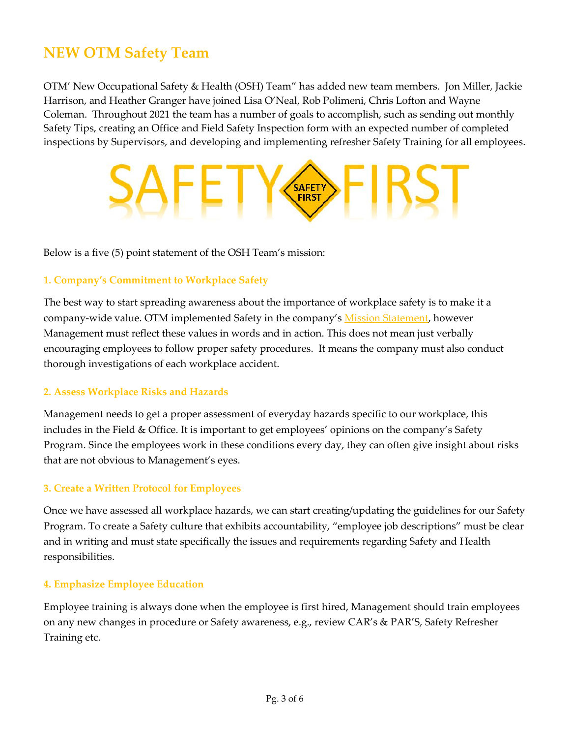# NEW OTM Safety Team

OTM' New Occupational Safety & Health (OSH) Team" has added new team members. Jon Miller, Jackie Harrison, and Heather Granger have joined Lisa O'Neal, Rob Polimeni, Chris Lofton and Wayne Coleman. Throughout 2021 the team has a number of goals to accomplish, such as sending out monthly Safety Tips, creating an Office and Field Safety Inspection form with an expected number of completed inspections by Supervisors, and developing and implementing refresher Safety Training for all employees.

Below is a five (5) point statement of the OSH Team's mission:

### 1. Company's Commitment to Workplace Safety

The best way to start spreading awareness about the importance of workplace safety is to make it a company-wide value. OTM implemented Safety in the company's Mission Statement, however Management must reflect these values in words and in action. This does not mean just verbally encouraging employees to follow proper safety procedures. It means the company must also conduct thorough investigations of each workplace accident.

### 2. Assess Workplace Risks and Hazards

Management needs to get a proper assessment of everyday hazards specific to our workplace, this includes in the Field & Office. It is important to get employees' opinions on the company's Safety Program. Since the employees work in these conditions every day, they can often give insight about risks that are not obvious to Management's eyes.

### 3. Create a Written Protocol for Employees

Once we have assessed all workplace hazards, we can start creating/updating the guidelines for our Safety Program. To create a Safety culture that exhibits accountability, "employee job descriptions" must be clear and in writing and must state specifically the issues and requirements regarding Safety and Health responsibilities.

### 4. Emphasize Employee Education

Employee training is always done when the employee is first hired, Management should train employees on any new changes in procedure or Safety awareness, e.g., review CAR's & PAR'S, Safety Refresher Training etc.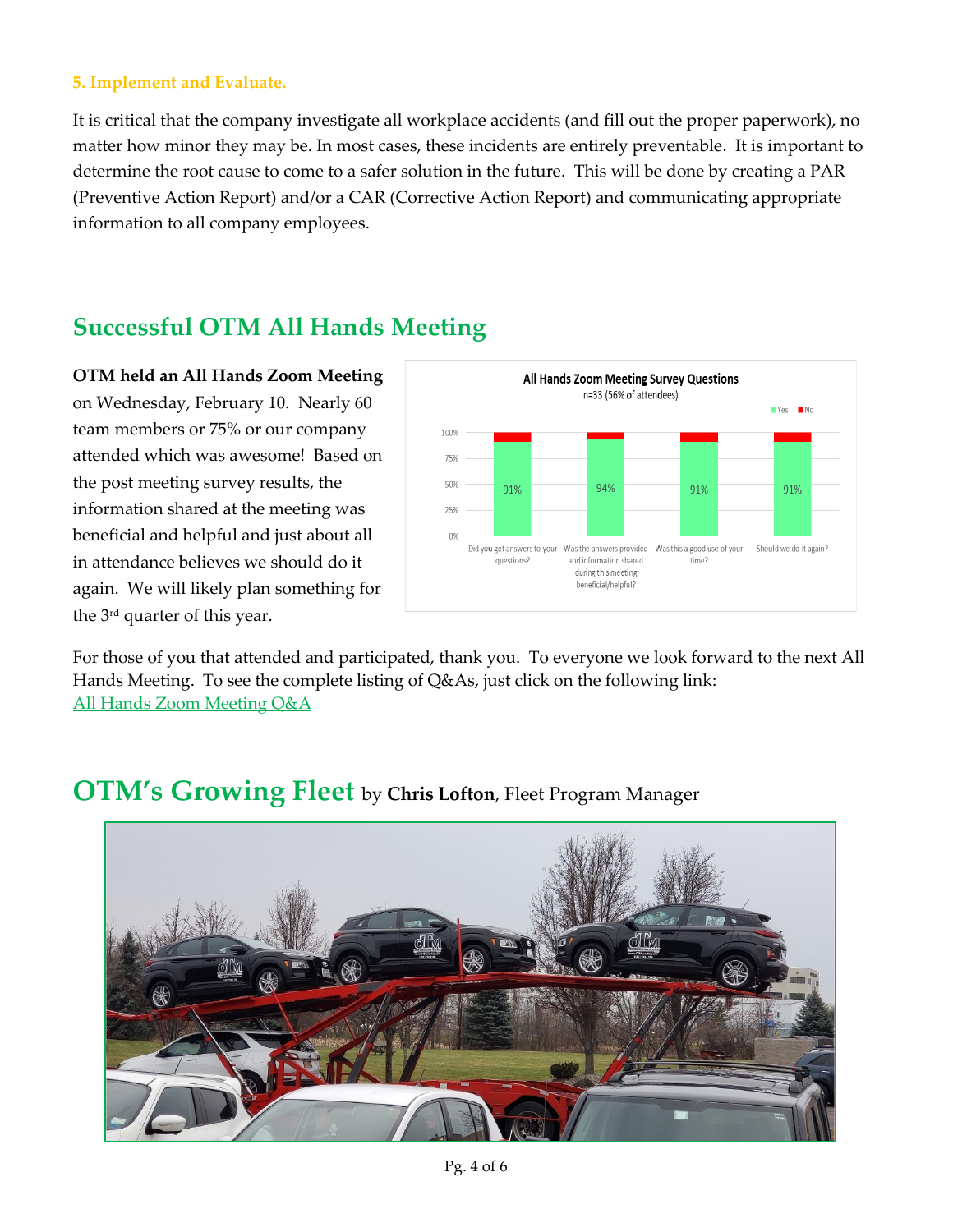**5. Implement and Evaluate.**

It is critical that the company investigate all workplace accidents (and fill out the proper paperwork), no matter how minor they may be. In most cases, these incidents are entirely preventable. It is important to determine the root cause to come to a safer solution in the future. This will be done by creating a PAR (Preventive Action Report) and/or a CAR (Corrective Action Report) and communicating appropriate information to all company employees.

## Successful OTM All Hands Meeting

**OTM held an All Hands Zoom Meeting** on Wednesday, February 10. Nearly 60 team members or 75% or our company attended which was awesome! Based on the post meeting survey results, the information shared at the meeting was beneficial and helpful and just about all in attendance believes we should do it again. We will likely plan something for the 3rd quarter of this year.

**All Hands Zoom Meeting Survey Questions**
n=33 (56% of attendees)

| Question | Yes |
|---|---|
| Did you get answers to your questions? | 91% |
| Was the answers provided and information shared during this meeting beneficial/helpful? | 94% |
| Was this a good use of your time? | 91% |
| Should we do it again? | 91% |

For those of you that attended and participated, thank you. To everyone we look forward to the next All Hands Meeting. To see the complete listing of Q&As, just click on the following link: All Hands Zoom Meeting Q&A

## OTM's Growing Fleet by **Chris Lofton**, Fleet Program Manager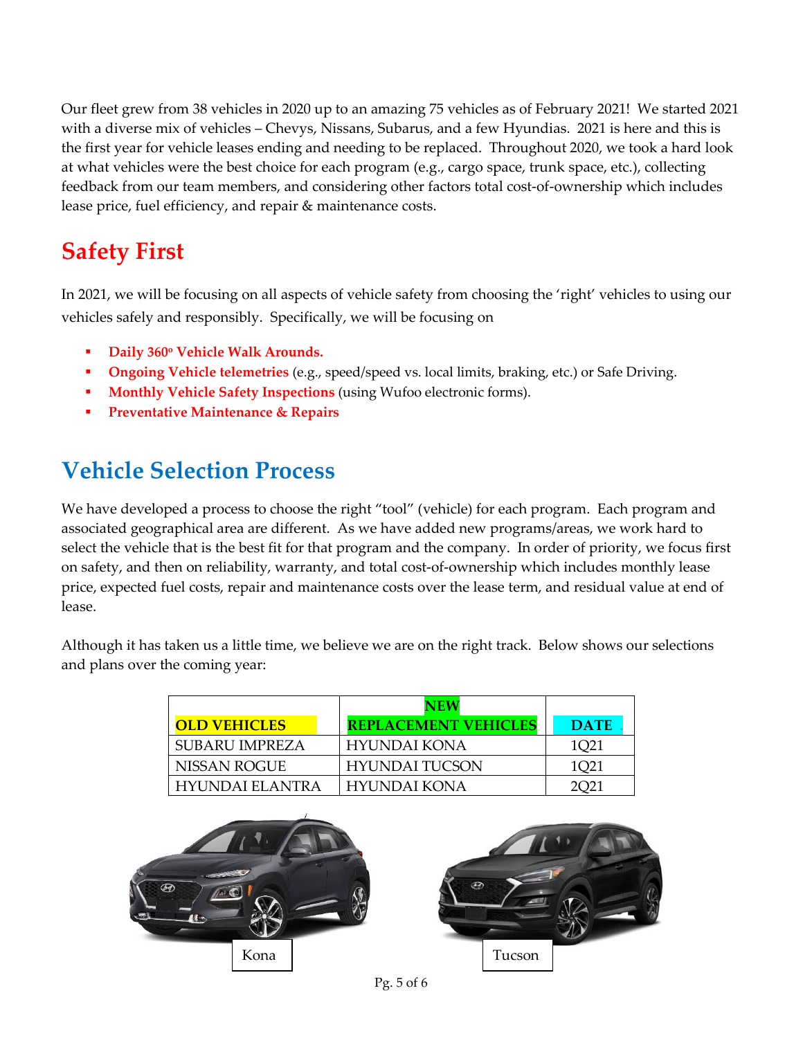Our fleet grew from 38 vehicles in 2020 up to an amazing 75 vehicles as of February 2021! We started 2021 with a diverse mix of vehicles – Chevys, Nissans, Subarus, and a few Hyundias. 2021 is here and this is the first year for vehicle leases ending and needing to be replaced. Throughout 2020, we took a hard look at what vehicles were the best choice for each program (e.g., cargo space, trunk space, etc.), collecting feedback from our team members, and considering other factors total cost-of-ownership which includes lease price, fuel efficiency, and repair & maintenance costs.

# Safety First

In 2021, we will be focusing on all aspects of vehicle safety from choosing the 'right' vehicles to using our vehicles safely and responsibly. Specifically, we will be focusing on

- **Daily 360º Vehicle Walk Arounds.**
- **Ongoing Vehicle telemetries** (e.g., speed/speed vs. local limits, braking, etc.) or Safe Driving.
- **Monthly Vehicle Safety Inspections** (using Wufoo electronic forms).
- **Preventative Maintenance & Repairs**

# Vehicle Selection Process

We have developed a process to choose the right "tool" (vehicle) for each program. Each program and associated geographical area are different. As we have added new programs/areas, we work hard to select the vehicle that is the best fit for that program and the company. In order of priority, we focus first on safety, and then on reliability, warranty, and total cost-of-ownership which includes monthly lease price, expected fuel costs, repair and maintenance costs over the lease term, and residual value at end of lease.

Although it has taken us a little time, we believe we are on the right track. Below shows our selections and plans over the coming year:

| OLD VEHICLES | NEW REPLACEMENT VEHICLES | DATE |
|---|---|---|
| SUBARU IMPREZA | HYUNDAI KONA | 1Q21 |
| NISSAN ROGUE | HYUNDAI TUCSON | 1Q21 |
| HYUNDAI ELANTRA | HYUNDAI KONA | 2Q21 |

Kona

Tucson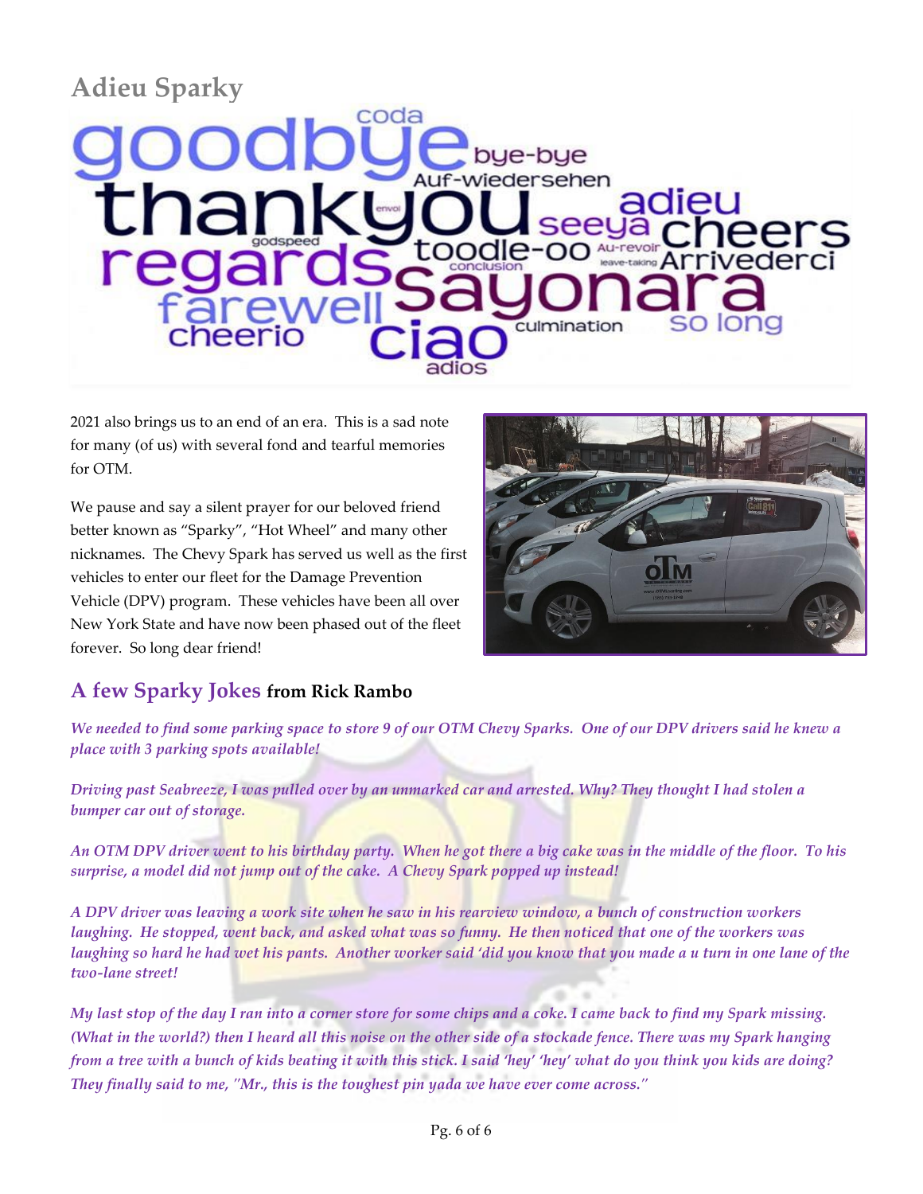# Adieu Sparky

2021 also brings us to an end of an era. This is a sad note for many (of us) with several fond and tearful memories for OTM.

We pause and say a silent prayer for our beloved friend better known as "Sparky", "Hot Wheel" and many other nicknames. The Chevy Spark has served us well as the first vehicles to enter our fleet for the Damage Prevention Vehicle (DPV) program. These vehicles have been all over New York State and have now been phased out of the fleet forever. So long dear friend!

## A few Sparky Jokes **from Rick Rambo**

*We needed to find some parking space to store 9 of our OTM Chevy Sparks. One of our DPV drivers said he knew a place with 3 parking spots available!*

*Driving past Seabreeze, I was pulled over by an unmarked car and arrested. Why? They thought I had stolen a bumper car out of storage.*

*An OTM DPV driver went to his birthday party. When he got there a big cake was in the middle of the floor. To his surprise, a model did not jump out of the cake. A Chevy Spark popped up instead!*

*A DPV driver was leaving a work site when he saw in his rearview window, a bunch of construction workers laughing. He stopped, went back, and asked what was so funny. He then noticed that one of the workers was laughing so hard he had wet his pants. Another worker said 'did you know that you made a u turn in one lane of the two-lane street!*

*My last stop of the day I ran into a corner store for some chips and a coke. I came back to find my Spark missing. (What in the world?) then I heard all this noise on the other side of a stockade fence. There was my Spark hanging from a tree with a bunch of kids beating it with this stick. I said 'hey' 'hey' what do you think you kids are doing? They finally said to me, "Mr., this is the toughest pin yada we have ever come across."*